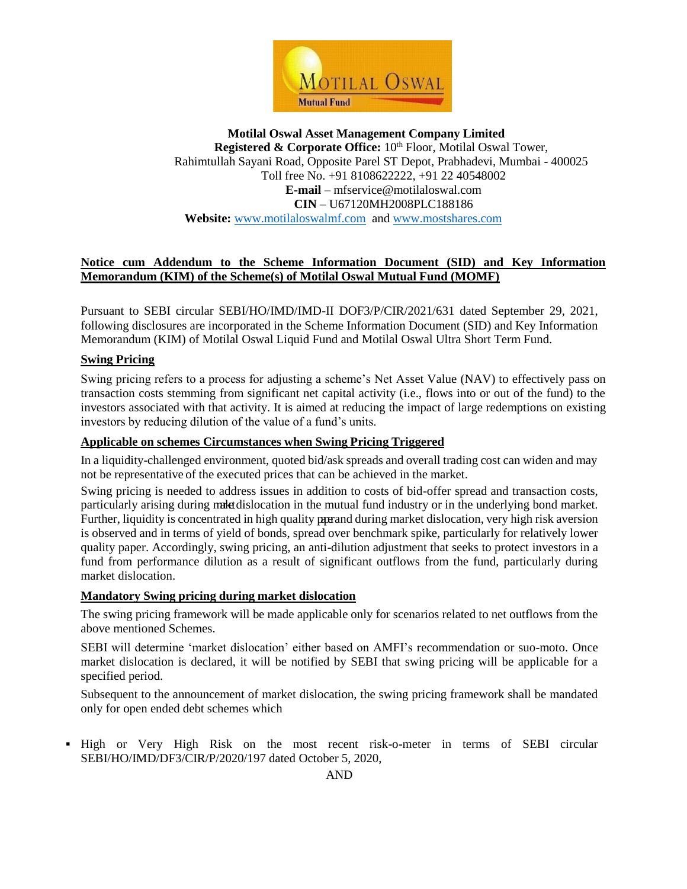**Motilal Oswal Asset Management Company Limited**
**Registered & Corporate Office:** 10th Floor, Motilal Oswal Tower,
Rahimtullah Sayani Road, Opposite Parel ST Depot, Prabhadevi, Mumbai - 400025
Toll free No. +91 8108622222, +91 22 40548002
**E-mail** – mfservice@motilaloswal.com
**CIN** – U67120MH2008PLC188186
**Website:** www.motilaloswalmf.com and www.mostshares.com

## Notice cum Addendum to the Scheme Information Document (SID) and Key Information Memorandum (KIM) of the Scheme(s) of Motilal Oswal Mutual Fund (MOMF)

Pursuant to SEBI circular SEBI/HO/IMD/IMD-II DOF3/P/CIR/2021/631 dated September 29, 2021, following disclosures are incorporated in the Scheme Information Document (SID) and Key Information Memorandum (KIM) of Motilal Oswal Liquid Fund and Motilal Oswal Ultra Short Term Fund.

### Swing Pricing

Swing pricing refers to a process for adjusting a scheme's Net Asset Value (NAV) to effectively pass on transaction costs stemming from significant net capital activity (i.e., flows into or out of the fund) to the investors associated with that activity. It is aimed at reducing the impact of large redemptions on existing investors by reducing dilution of the value of a fund's units.

### Applicable on schemes Circumstances when Swing Pricing Triggered

In a liquidity-challenged environment, quoted bid/ask spreads and overall trading cost can widen and may not be representative of the executed prices that can be achieved in the market.

Swing pricing is needed to address issues in addition to costs of bid-offer spread and transaction costs, particularly arising during market dislocation in the mutual fund industry or in the underlying bond market. Further, liquidity is concentrated in high quality paper and during market dislocation, very high risk aversion is observed and in terms of yield of bonds, spread over benchmark spike, particularly for relatively lower quality paper. Accordingly, swing pricing, an anti-dilution adjustment that seeks to protect investors in a fund from performance dilution as a result of significant outflows from the fund, particularly during market dislocation.

### Mandatory Swing pricing during market dislocation

The swing pricing framework will be made applicable only for scenarios related to net outflows from the above mentioned Schemes.

SEBI will determine 'market dislocation' either based on AMFI's recommendation or suo-moto. Once market dislocation is declared, it will be notified by SEBI that swing pricing will be applicable for a specified period.

Subsequent to the announcement of market dislocation, the swing pricing framework shall be mandated only for open ended debt schemes which

- High or Very High Risk on the most recent risk-o-meter in terms of SEBI circular SEBI/HO/IMD/DF3/CIR/P/2020/197 dated October 5, 2020,

AND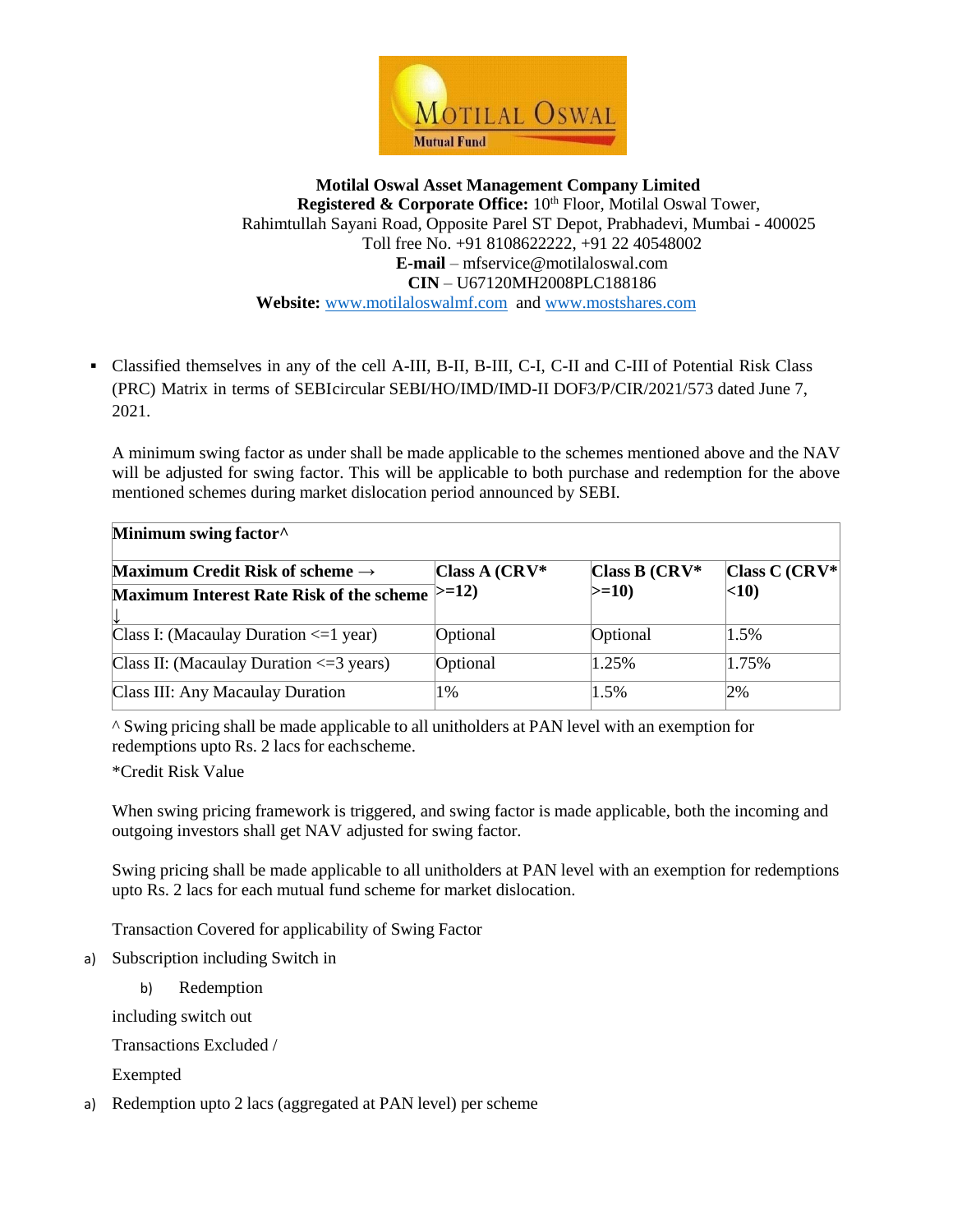**Motilal Oswal Asset Management Company Limited**
**Registered & Corporate Office:** 10th Floor, Motilal Oswal Tower,
Rahimtullah Sayani Road, Opposite Parel ST Depot, Prabhadevi, Mumbai - 400025
Toll free No. +91 8108622222, +91 22 40548002
**E-mail** – mfservice@motilaloswal.com
**CIN** – U67120MH2008PLC188186
**Website:** www.motilaloswalmf.com and www.mostshares.com

- Classified themselves in any of the cell A-III, B-II, B-III, C-I, C-II and C-III of Potential Risk Class (PRC) Matrix in terms of SEBIcircular SEBI/HO/IMD/IMD-II DOF3/P/CIR/2021/573 dated June 7, 2021.

A minimum swing factor as under shall be made applicable to the schemes mentioned above and the NAV will be adjusted for swing factor. This will be applicable to both purchase and redemption for the above mentioned schemes during market dislocation period announced by SEBI.

| **Minimum swing factor^** | | | |
|---|---|---|---|
| **Maximum Credit Risk of scheme →**<br>**Maximum Interest Rate Risk of the scheme ↓** | **Class A (CRV* >=12)** | **Class B (CRV* >=10)** | **Class C (CRV* <10)** |
| Class I: (Macaulay Duration <=1 year) | Optional | Optional | 1.5% |
| Class II: (Macaulay Duration <=3 years) | Optional | 1.25% | 1.75% |
| Class III: Any Macaulay Duration | 1% | 1.5% | 2% |

^ Swing pricing shall be made applicable to all unitholders at PAN level with an exemption for redemptions upto Rs. 2 lacs for eachscheme.

*Credit Risk Value

When swing pricing framework is triggered, and swing factor is made applicable, both the incoming and outgoing investors shall get NAV adjusted for swing factor.

Swing pricing shall be made applicable to all unitholders at PAN level with an exemption for redemptions upto Rs. 2 lacs for each mutual fund scheme for market dislocation.

Transaction Covered for applicability of Swing Factor

a) Subscription including Switch in

b) Redemption

including switch out

Transactions Excluded /

Exempted

a) Redemption upto 2 lacs (aggregated at PAN level) per scheme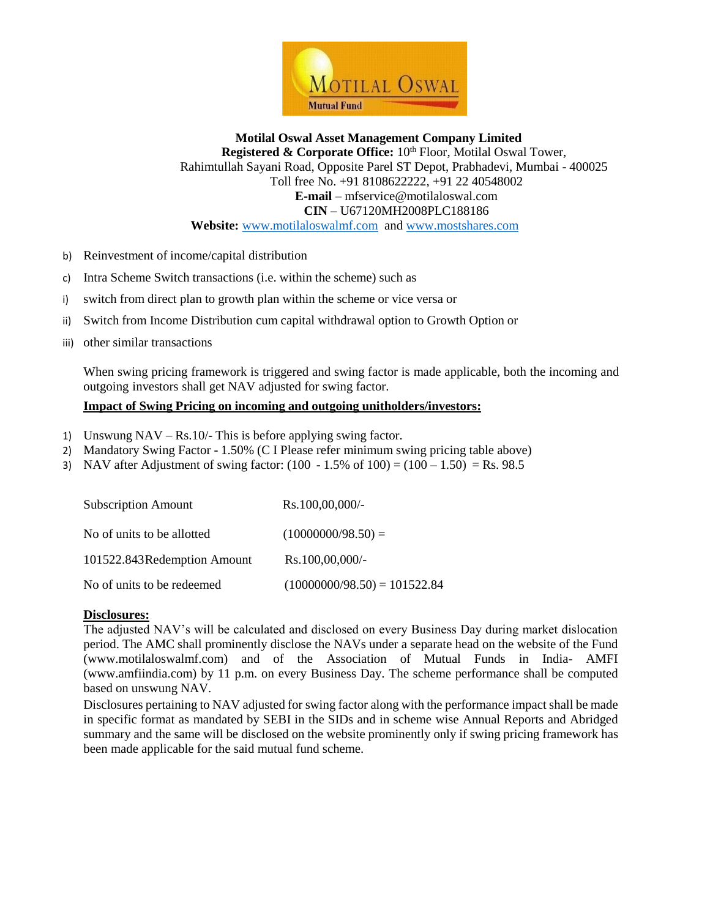**Motilal Oswal Asset Management Company Limited**
**Registered & Corporate Office:** 10th Floor, Motilal Oswal Tower,
Rahimtullah Sayani Road, Opposite Parel ST Depot, Prabhadevi, Mumbai - 400025
Toll free No. +91 8108622222, +91 22 40548002
**E-mail** – mfservice@motilaloswal.com
**CIN** – U67120MH2008PLC188186
**Website:** www.motilaloswalmf.com and www.mostshares.com

b) Reinvestment of income/capital distribution

c) Intra Scheme Switch transactions (i.e. within the scheme) such as

i) switch from direct plan to growth plan within the scheme or vice versa or

ii) Switch from Income Distribution cum capital withdrawal option to Growth Option or

iii) other similar transactions

When swing pricing framework is triggered and swing factor is made applicable, both the incoming and outgoing investors shall get NAV adjusted for swing factor.

**Impact of Swing Pricing on incoming and outgoing unitholders/investors:**

1) Unswung NAV – Rs.10/- This is before applying swing factor.
2) Mandatory Swing Factor - 1.50% (C I Please refer minimum swing pricing table above)
3) NAV after Adjustment of swing factor: (100 - 1.5% of 100) = (100 – 1.50) = Rs. 98.5

| | |
|---|---|
| Subscription Amount | Rs.100,00,000/- |
| No of units to be allotted | (10000000/98.50) = |
| 101522.843Redemption Amount | Rs.100,00,000/- |
| No of units to be redeemed | (10000000/98.50) = 101522.84 |

**Disclosures:**

The adjusted NAV's will be calculated and disclosed on every Business Day during market dislocation period. The AMC shall prominently disclose the NAVs under a separate head on the website of the Fund (www.motilaloswalmf.com) and of the Association of Mutual Funds in India- AMFI (www.amfiindia.com) by 11 p.m. on every Business Day. The scheme performance shall be computed based on unswung NAV.

Disclosures pertaining to NAV adjusted for swing factor along with the performance impact shall be made in specific format as mandated by SEBI in the SIDs and in scheme wise Annual Reports and Abridged summary and the same will be disclosed on the website prominently only if swing pricing framework has been made applicable for the said mutual fund scheme.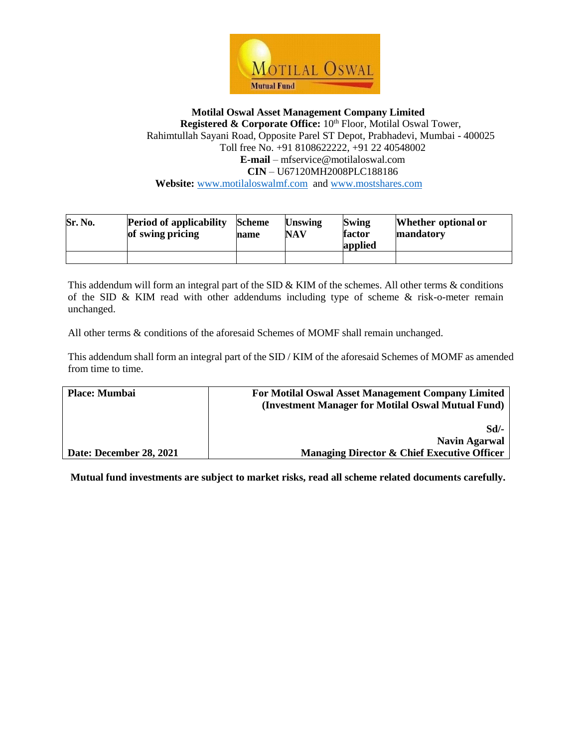**Motilal Oswal Asset Management Company Limited**
**Registered & Corporate Office:** 10th Floor, Motilal Oswal Tower,
Rahimtullah Sayani Road, Opposite Parel ST Depot, Prabhadevi, Mumbai - 400025
Toll free No. +91 8108622222, +91 22 40548002
**E-mail** – mfservice@motilaloswal.com
**CIN** – U67120MH2008PLC188186
**Website:** www.motilaloswalmf.com and www.mostshares.com

| Sr. No. | Period of applicability of swing pricing | Scheme name | Unswing NAV | Swing factor applied | Whether optional or mandatory |
|---|---|---|---|---|---|
| | | | | | |

This addendum will form an integral part of the SID & KIM of the schemes. All other terms & conditions of the SID & KIM read with other addendums including type of scheme & risk-o-meter remain unchanged.

All other terms & conditions of the aforesaid Schemes of MOMF shall remain unchanged.

This addendum shall form an integral part of the SID / KIM of the aforesaid Schemes of MOMF as amended from time to time.

| | |
|---|---|
| **Place: Mumbai** | **For Motilal Oswal Asset Management Company Limited (Investment Manager for Motilal Oswal Mutual Fund)** |
| | **Sd/-** |
| | **Navin Agarwal** |
| **Date: December 28, 2021** | **Managing Director & Chief Executive Officer** |

**Mutual fund investments are subject to market risks, read all scheme related documents carefully.**